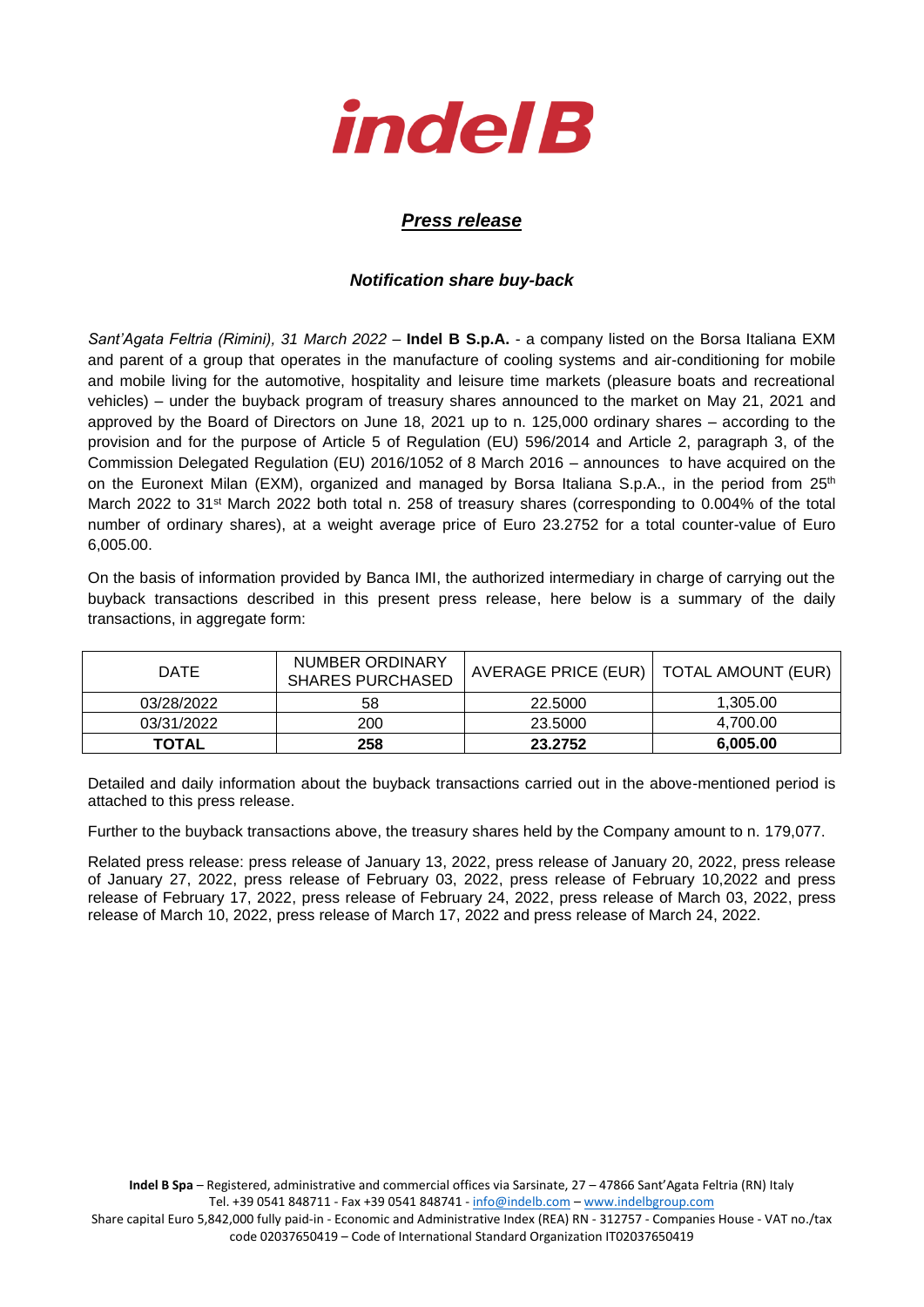indel B

## *Press release*

### *Notification share buy-back*

*Sant'Agata Feltria (Rimini), 31 March 2022* – **Indel B S.p.A.** - a company listed on the Borsa Italiana EXM and parent of a group that operates in the manufacture of cooling systems and air-conditioning for mobile and mobile living for the automotive, hospitality and leisure time markets (pleasure boats and recreational vehicles) – under the buyback program of treasury shares announced to the market on May 21, 2021 and approved by the Board of Directors on June 18, 2021 up to n. 125,000 ordinary shares – according to the provision and for the purpose of Article 5 of Regulation (EU) 596/2014 and Article 2, paragraph 3, of the Commission Delegated Regulation (EU) 2016/1052 of 8 March 2016 – announces to have acquired on the on the Euronext Milan (EXM), organized and managed by Borsa Italiana S.p.A., in the period from 25th March 2022 to 31st March 2022 both total n. 258 of treasury shares (corresponding to 0.004% of the total number of ordinary shares), at a weight average price of Euro 23.2752 for a total counter-value of Euro 6,005.00.

On the basis of information provided by Banca IMI, the authorized intermediary in charge of carrying out the buyback transactions described in this present press release, here below is a summary of the daily transactions, in aggregate form:

| DATE | NUMBER ORDINARY SHARES PURCHASED | AVERAGE PRICE (EUR) | TOTAL AMOUNT (EUR) |
|---|---|---|---|
| 03/28/2022 | 58 | 22.5000 | 1,305.00 |
| 03/31/2022 | 200 | 23.5000 | 4,700.00 |
| **TOTAL** | **258** | **23.2752** | **6,005.00** |

Detailed and daily information about the buyback transactions carried out in the above-mentioned period is attached to this press release.

Further to the buyback transactions above, the treasury shares held by the Company amount to n. 179,077.

Related press release: press release of January 13, 2022, press release of January 20, 2022, press release of January 27, 2022, press release of February 03, 2022, press release of February 10,2022 and press release of February 17, 2022, press release of February 24, 2022, press release of March 03, 2022, press release of March 10, 2022, press release of March 17, 2022 and press release of March 24, 2022.

**Indel B Spa** – Registered, administrative and commercial offices via Sarsinate, 27 – 47866 Sant'Agata Feltria (RN) Italy
Tel. +39 0541 848711 - Fax +39 0541 848741 - info@indelb.com – www.indelbgroup.com
Share capital Euro 5,842,000 fully paid-in - Economic and Administrative Index (REA) RN - 312757 - Companies House - VAT no./tax code 02037650419 – Code of International Standard Organization IT02037650419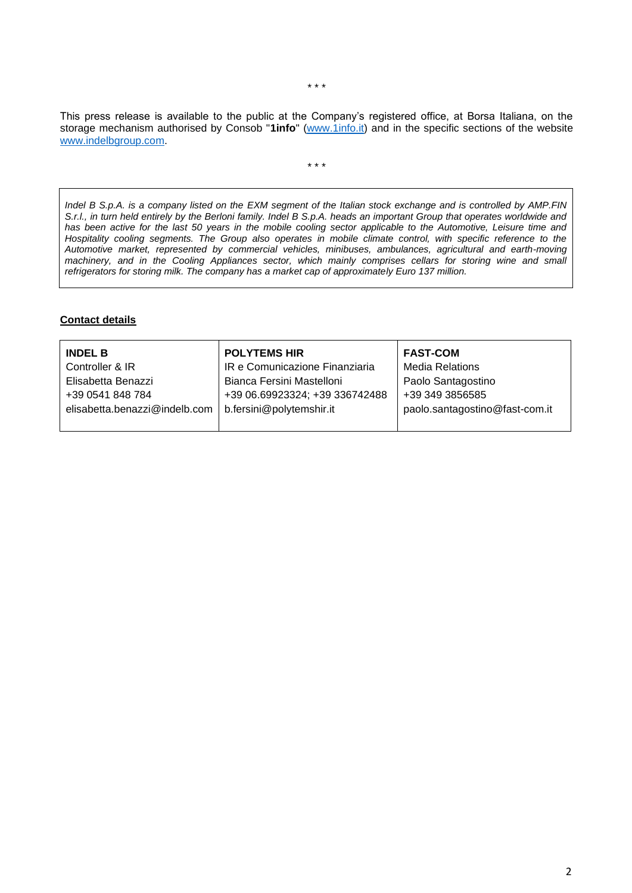\* \* \*

This press release is available to the public at the Company's registered office, at Borsa Italiana, on the storage mechanism authorised by Consob "**1info**" (www.1info.it) and in the specific sections of the website www.indelbgroup.com.

\* \* \*

*Indel B S.p.A. is a company listed on the EXM segment of the Italian stock exchange and is controlled by AMP.FIN S.r.l., in turn held entirely by the Berloni family. Indel B S.p.A. heads an important Group that operates worldwide and has been active for the last 50 years in the mobile cooling sector applicable to the Automotive, Leisure time and Hospitality cooling segments. The Group also operates in mobile climate control, with specific reference to the Automotive market, represented by commercial vehicles, minibuses, ambulances, agricultural and earth-moving machinery, and in the Cooling Appliances sector, which mainly comprises cellars for storing wine and small refrigerators for storing milk. The company has a market cap of approximately Euro 137 million.*

**Contact details**

| **INDEL B** | **POLYTEMS HIR** | **FAST-COM** |
|---|---|---|
| Controller & IR | IR e Comunicazione Finanziaria | Media Relations |
| Elisabetta Benazzi | Bianca Fersini Mastelloni | Paolo Santagostino |
| +39 0541 848 784 | +39 06.69923324; +39 336742488 | +39 349 3856585 |
| elisabetta.benazzi@indelb.com | b.fersini@polytemshir.it | paolo.santagostino@fast-com.it |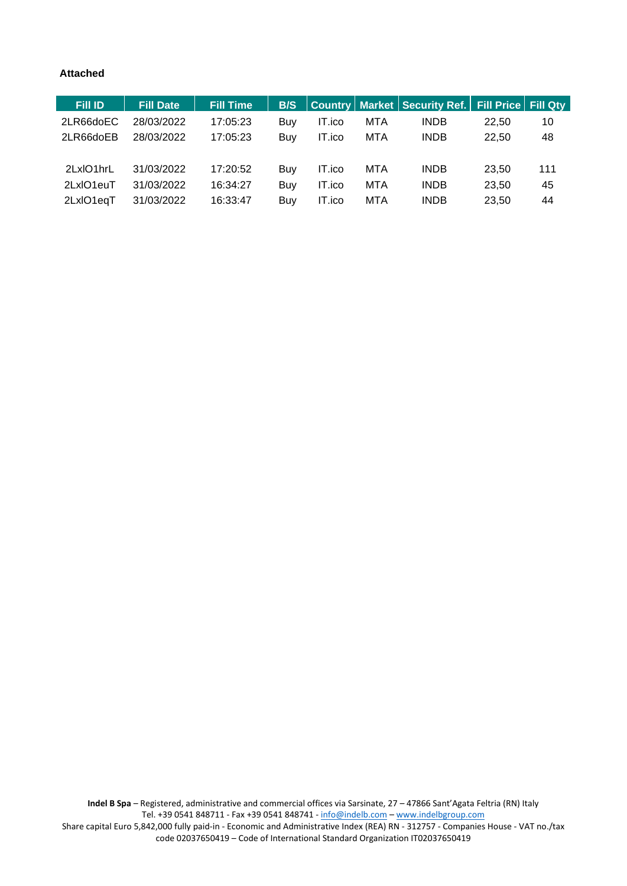**Attached**

| Fill ID | Fill Date | Fill Time | B/S | Country | Market | Security Ref. | Fill Price | Fill Qty |
|---|---|---|---|---|---|---|---|---|
| 2LR66doEC | 28/03/2022 | 17:05:23 | Buy | IT.ico | MTA | INDB | 22,50 | 10 |
| 2LR66doEB | 28/03/2022 | 17:05:23 | Buy | IT.ico | MTA | INDB | 22,50 | 48 |
| 2LxlO1hrL | 31/03/2022 | 17:20:52 | Buy | IT.ico | MTA | INDB | 23,50 | 111 |
| 2LxlO1euT | 31/03/2022 | 16:34:27 | Buy | IT.ico | MTA | INDB | 23,50 | 45 |
| 2LxlO1eqT | 31/03/2022 | 16:33:47 | Buy | IT.ico | MTA | INDB | 23,50 | 44 |

**Indel B Spa** – Registered, administrative and commercial offices via Sarsinate, 27 – 47866 Sant'Agata Feltria (RN) Italy
Tel. +39 0541 848711 - Fax +39 0541 848741 - info@indelb.com – www.indelbgroup.com
Share capital Euro 5,842,000 fully paid-in - Economic and Administrative Index (REA) RN - 312757 - Companies House - VAT no./tax code 02037650419 – Code of International Standard Organization IT02037650419